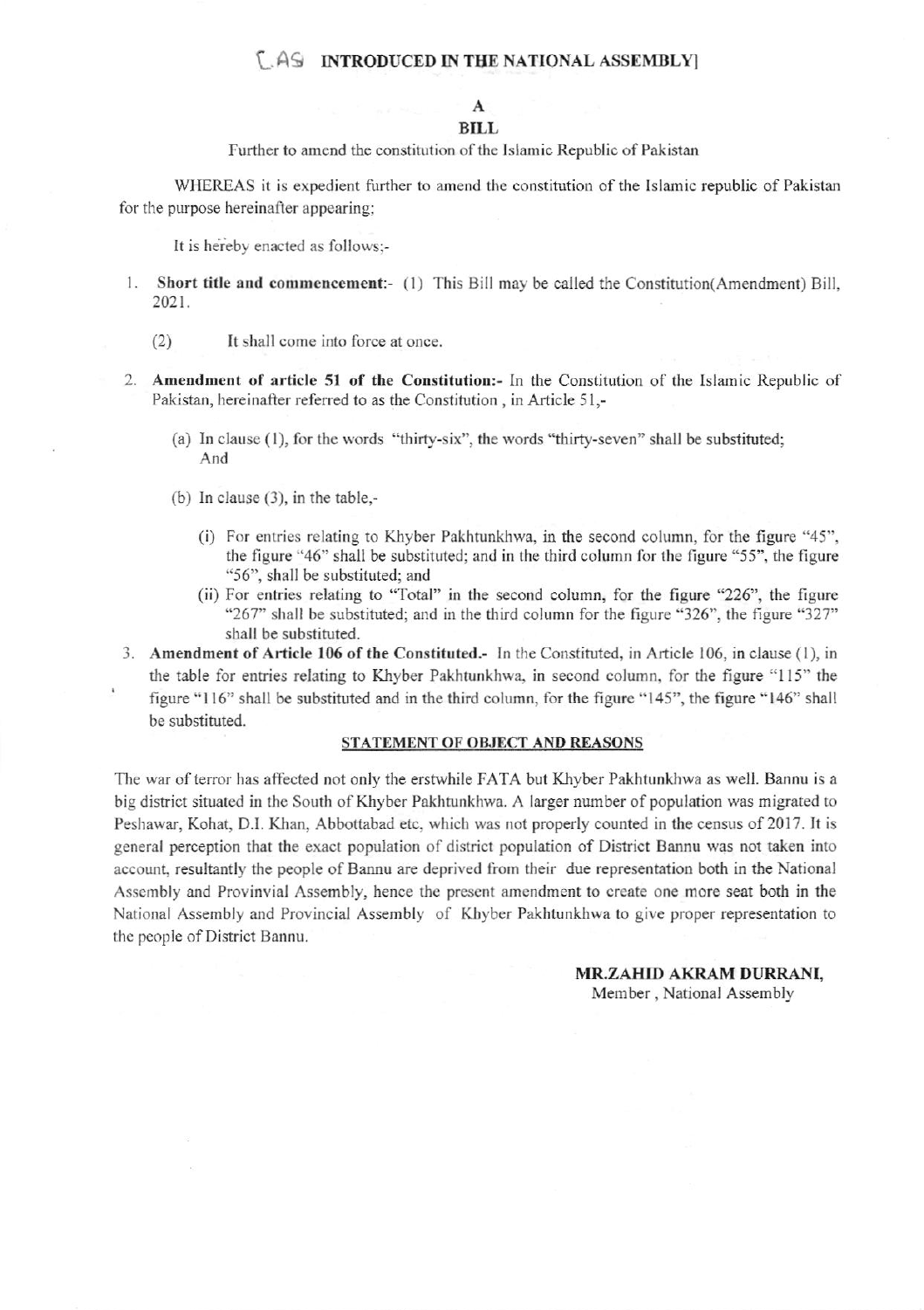[AS INTRODUCED IN THE NATIONAL ASSEMBLY]

# A
# BILL

Further to amend the constitution of the Islamic Republic of Pakistan

WHEREAS it is expedient further to amend the constitution of the Islamic republic of Pakistan for the purpose hereinafter appearing;

It is hereby enacted as follows;-

1. **Short title and commencement**:- (1) This Bill may be called the Constitution(Amendment) Bill, 2021.

   (2) It shall come into force at once.

2. **Amendment of article 51 of the Constitution:-** In the Constitution of the Islamic Republic of Pakistan, hereinafter referred to as the Constitution , in Article 51,-

   (a) In clause (1), for the words "thirty-six", the words "thirty-seven" shall be substituted; And

   (b) In clause (3), in the table,-

      (i) For entries relating to Khyber Pakhtunkhwa, in the second column, for the figure "45", the figure "46" shall be substituted; and in the third column for the figure "55", the figure "56", shall be substituted; and

      (ii) For entries relating to "Total" in the second column, for the figure "226", the figure "267" shall be substituted; and in the third column for the figure "326", the figure "327" shall be substituted.

3. **Amendment of Article 106 of the Constituted.-** In the Constituted, in Article 106, in clause (1), in the table for entries relating to Khyber Pakhtunkhwa, in second column, for the figure "115" the figure "116" shall be substituted and in the third column, for the figure "145", the figure "146" shall be substituted.

## STATEMENT OF OBJECT AND REASONS

The war of terror has affected not only the erstwhile FATA but Khyber Pakhtunkhwa as well. Bannu is a big district situated in the South of Khyber Pakhtunkhwa. A larger number of population was migrated to Peshawar, Kohat, D.I. Khan, Abbottabad etc, which was not properly counted in the census of 2017. It is general perception that the exact population of district population of District Bannu was not taken into account, resultantly the people of Bannu are deprived from their due representation both in the National Assembly and Provinvial Assembly, hence the present amendment to create one more seat both in the National Assembly and Provincial Assembly of Khyber Pakhtunkhwa to give proper representation to the people of District Bannu.

**MR.ZAHID AKRAM DURRANI,**
Member , National Assembly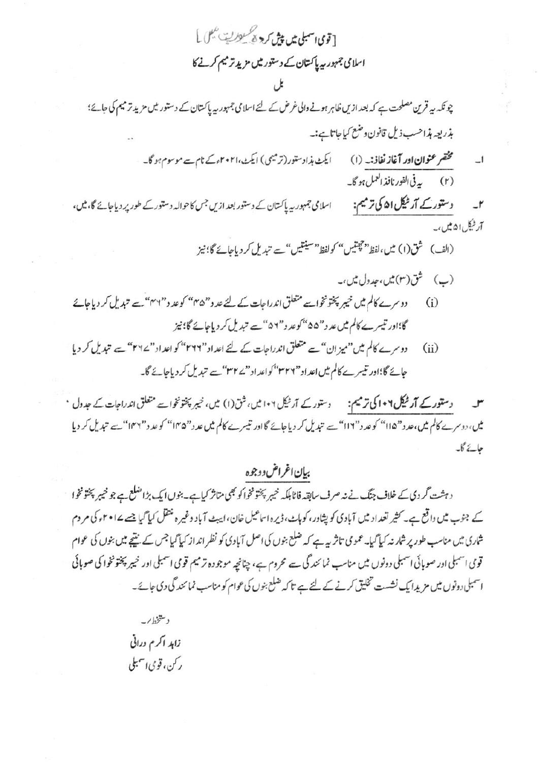[قومی اسمبلی میں پیش کردہ صورت میں]

## اسلامی جمہوریہ پاکستان کے دستور میں مزید ترمیم کرنے کا

## بل

چونکہ یہ قرین مصلحت ہے کہ بعد ازیں ظاہر ہونے والی غرض کے لئے اسلامی جمہوریہ پاکستان کے دستور میں مزید ترمیم کی جائے؛

بذریعہ ہذا حسب ذیل قانون وضع کیا جاتا ہے:۔

۱۔ **مختصر عنوان اور آغاز نفاذ:۔** (۱) ایکٹ ہذا دستور (ترمیمی) ایکٹ، ۲۰۲۱ء کے نام سے موسوم ہوگا۔

(۲) یہ فی الفور نافذ العمل ہوگا۔

۲۔ **دستور کے آرٹیکل ۵۱ کی ترمیم:** اسلامی جمہوریہ پاکستان کے دستور بعد ازیں جس کا حوالہ دستور کے طور پر دیا جائے گا، میں، آرٹیکل ۵۱ میں،۔

(الف) شق (۱) میں، لفظ "چھتیس" کو لفظ "سینتیس" سے تبدیل کر دیا جائے گا؛ نیز

(ب) شق (۳) میں، جدول میں،۔

(i) دوسرے کالم میں خیبر پختونخوا سے متعلق اندراجات کے لئے عدد "۴۵" کو عدد "۴۶" سے تبدیل کر دیا جائے گا؛ اور تیسرے کالم میں عدد "۵۵" کو عدد "۵۶" سے تبدیل کر دیا جائے گا؛ نیز

(ii) دوسرے کالم میں "میزان" سے متعلق اندراجات کے لئے اعداد "۲۶۶" کو اعداد "۲۶۷" سے تبدیل کر دیا جائے گا؛ اور تیسرے کالم میں اعداد "۳۲۶" کو اعداد "۳۲۷" سے تبدیل کر دیا جائے گا۔

۳۔ **دستور کے آرٹیکل ۱۰۶ کی ترمیم:** دستور کے آرٹیکل ۱۰۶ میں، شق (۱) میں، خیبر پختونخوا سے متعلق اندراجات کے جدول میں، دوسرے کالم میں، عدد "۱۱۵" کو عدد "۱۱۶" سے تبدیل کر دیا جائے گا اور تیسرے کالم میں عدد "۱۴۵" کو عدد "۱۴۶" سے تبدیل کر دیا جائے گا۔

## بیان اغراض ووجوہ

دہشت گردی کے خلاف جنگ نے نہ صرف سابقہ فاٹا بلکہ خیبر پختونخوا کو بھی متاثر کیا ہے۔ بنوں ایک بڑا ضلع ہے جو خیبر پختونخوا کے جنوب میں واقع ہے۔ کثیر تعداد میں آبادی کو پشاور، کوہاٹ، ڈیرہ اسماعیل خان، ایبٹ آباد وغیرہ منتقل کیا گیا جسے ۲۰۱۷ء کی مردم شماری میں مناسب طور پر شمار نہ کیا گیا۔ عمومی تاثر یہ ہے کہ ضلع بنوں کی اصل آبادی کو نظر انداز کیا گیا جس کے نتیجے میں بنوں کی عوام قومی اسمبلی اور صوبائی اسمبلی دونوں میں مناسب نمائندگی سے محروم ہے، چنانچہ موجودہ ترمیم قومی اسمبلی اور خیبر پختونخوا کی صوبائی اسمبلی دونوں میں مزید ایک نشست تخلیق کرنے کے لئے ہے تاکہ ضلع بنوں کی عوام کو مناسب نمائندگی دی جائے۔

دستخط/۔

زاہد اکرم درانی

رکن، قومی اسمبلی